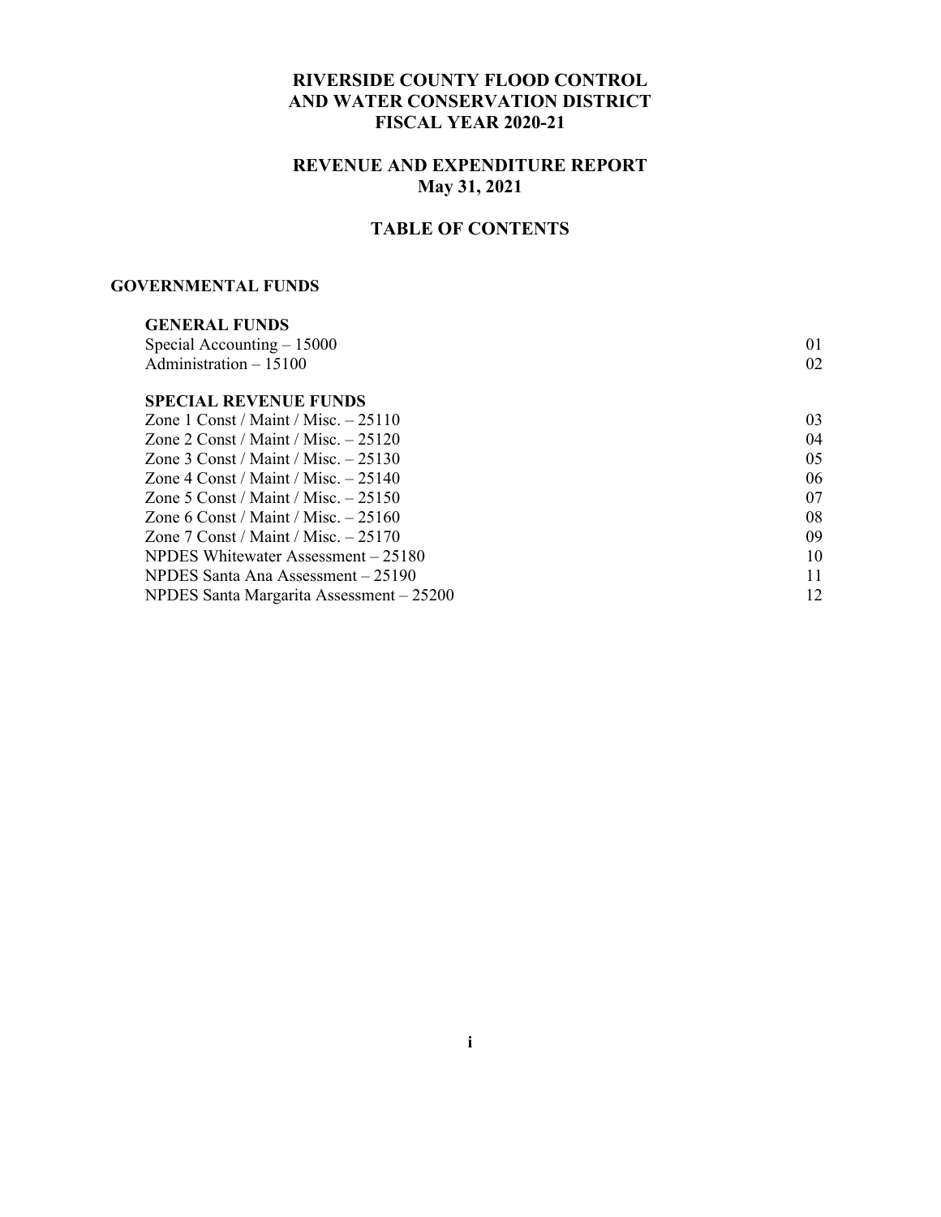# RIVERSIDE COUNTY FLOOD CONTROL AND WATER CONSERVATION DISTRICT
# FISCAL YEAR 2020-21

## REVENUE AND EXPENDITURE REPORT
## May 31, 2021

## TABLE OF CONTENTS

### GOVERNMENTAL FUNDS

| | |
|---|---|
| **GENERAL FUNDS** | |
| Special Accounting – 15000 | 01 |
| Administration – 15100 | 02 |
| **SPECIAL REVENUE FUNDS** | |
| Zone 1 Const / Maint / Misc. – 25110 | 03 |
| Zone 2 Const / Maint / Misc. – 25120 | 04 |
| Zone 3 Const / Maint / Misc. – 25130 | 05 |
| Zone 4 Const / Maint / Misc. – 25140 | 06 |
| Zone 5 Const / Maint / Misc. – 25150 | 07 |
| Zone 6 Const / Maint / Misc. – 25160 | 08 |
| Zone 7 Const / Maint / Misc. – 25170 | 09 |
| NPDES Whitewater Assessment – 25180 | 10 |
| NPDES Santa Ana Assessment – 25190 | 11 |
| NPDES Santa Margarita Assessment – 25200 | 12 |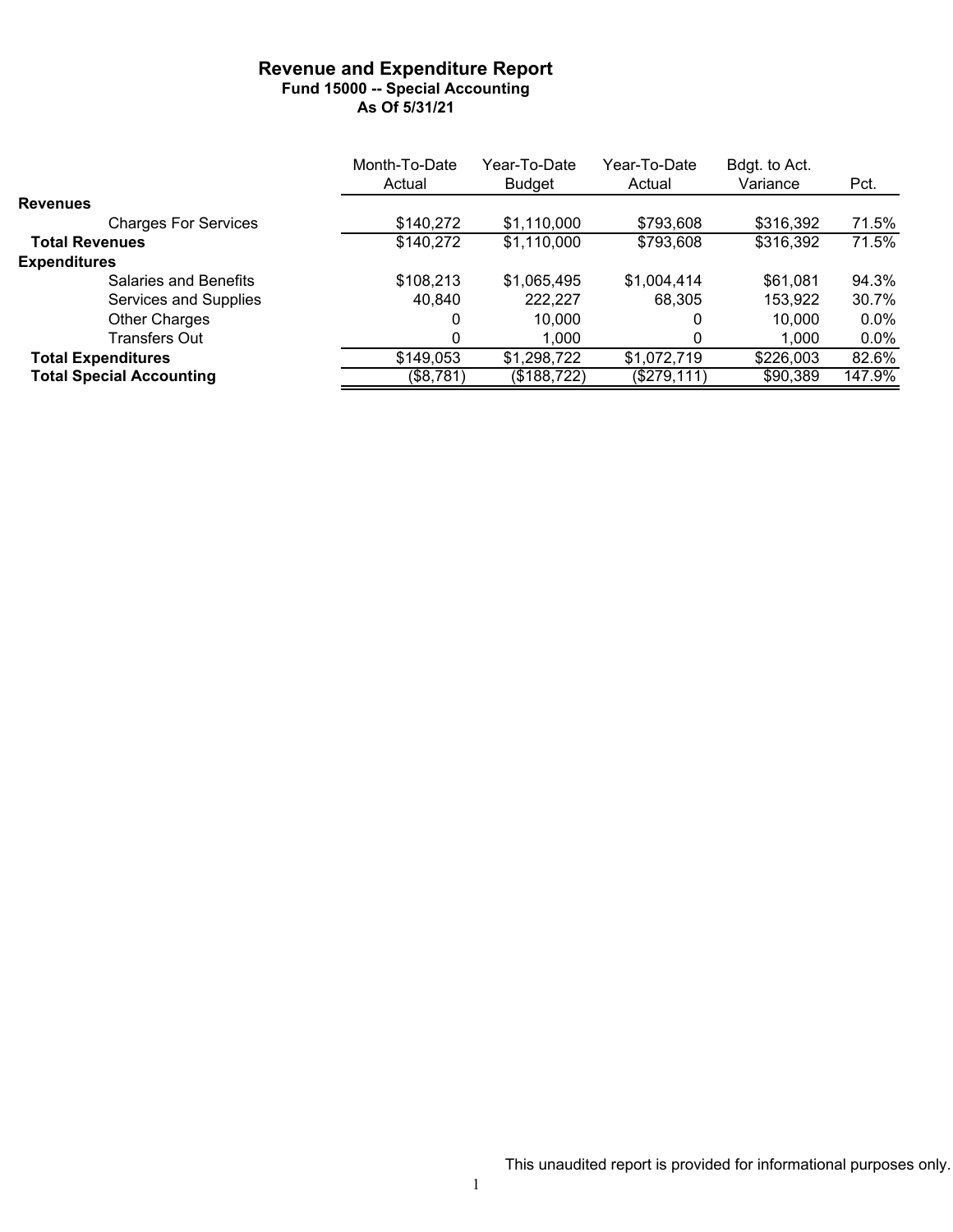# Revenue and Expenditure Report

### Fund 15000 -- Special Accounting

### As Of 5/31/21

| | Month-To-Date Actual | Year-To-Date Budget | Year-To-Date Actual | Bdgt. to Act. Variance | Pct. |
|---|---|---|---|---|---|
| **Revenues** | | | | | |
| Charges For Services | $140,272 | $1,110,000 | $793,608 | $316,392 | 71.5% |
| **Total Revenues** | $140,272 | $1,110,000 | $793,608 | $316,392 | 71.5% |
| **Expenditures** | | | | | |
| Salaries and Benefits | $108,213 | $1,065,495 | $1,004,414 | $61,081 | 94.3% |
| Services and Supplies | 40,840 | 222,227 | 68,305 | 153,922 | 30.7% |
| Other Charges | 0 | 10,000 | 0 | 10,000 | 0.0% |
| Transfers Out | 0 | 1,000 | 0 | 1,000 | 0.0% |
| **Total Expenditures** | $149,053 | $1,298,722 | $1,072,719 | $226,003 | 82.6% |
| **Total Special Accounting** | ($8,781) | ($188,722) | ($279,111) | $90,389 | 147.9% |

This unaudited report is provided for informational purposes only.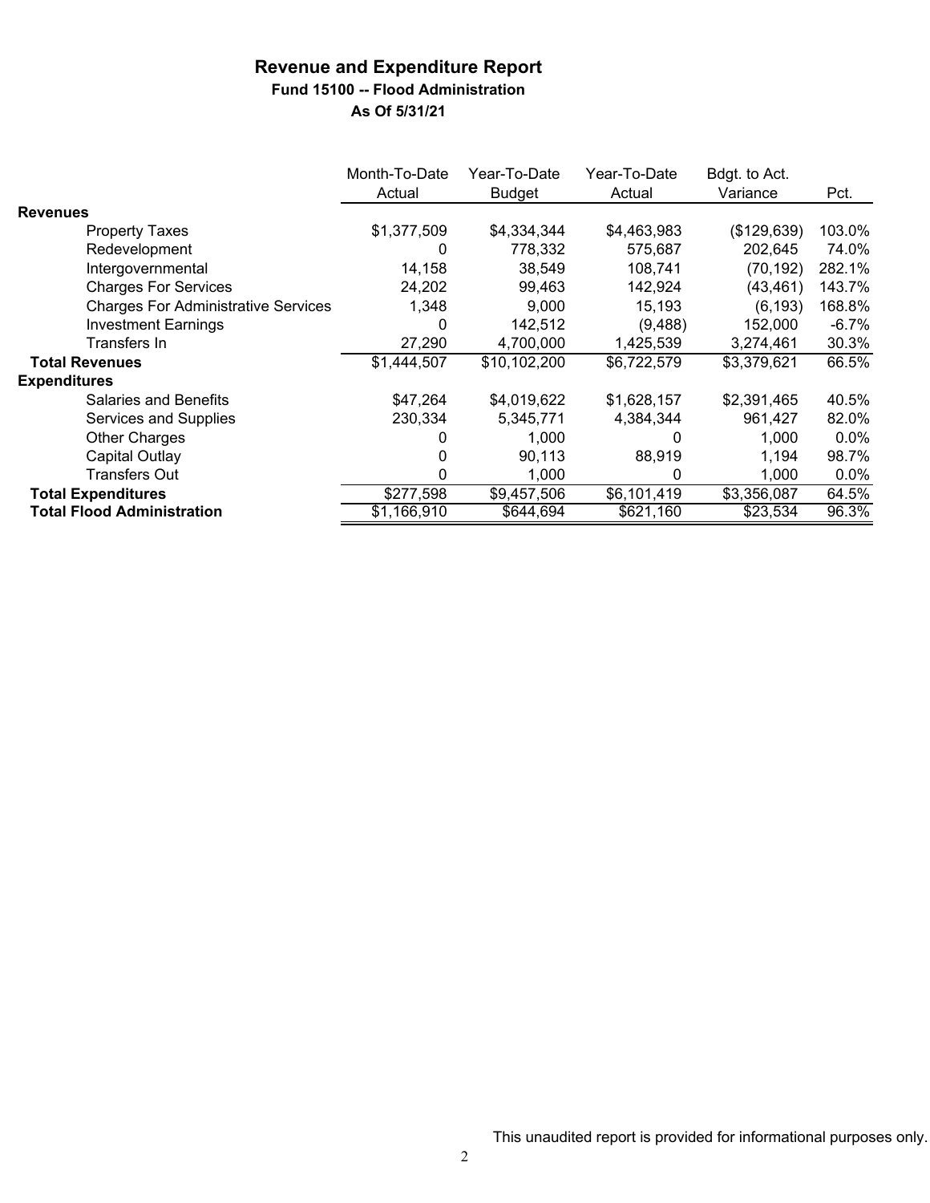# Revenue and Expenditure Report

**Fund 15100 -- Flood Administration**

**As Of 5/31/21**

| | Month-To-Date Actual | Year-To-Date Budget | Year-To-Date Actual | Bdgt. to Act. Variance | Pct. |
|---|---|---|---|---|---|
| **Revenues** | | | | | |
| Property Taxes | $1,377,509 | $4,334,344 | $4,463,983 | ($129,639) | 103.0% |
| Redevelopment | 0 | 778,332 | 575,687 | 202,645 | 74.0% |
| Intergovernmental | 14,158 | 38,549 | 108,741 | (70,192) | 282.1% |
| Charges For Services | 24,202 | 99,463 | 142,924 | (43,461) | 143.7% |
| Charges For Administrative Services | 1,348 | 9,000 | 15,193 | (6,193) | 168.8% |
| Investment Earnings | 0 | 142,512 | (9,488) | 152,000 | -6.7% |
| Transfers In | 27,290 | 4,700,000 | 1,425,539 | 3,274,461 | 30.3% |
| **Total Revenues** | $1,444,507 | $10,102,200 | $6,722,579 | $3,379,621 | 66.5% |
| **Expenditures** | | | | | |
| Salaries and Benefits | $47,264 | $4,019,622 | $1,628,157 | $2,391,465 | 40.5% |
| Services and Supplies | 230,334 | 5,345,771 | 4,384,344 | 961,427 | 82.0% |
| Other Charges | 0 | 1,000 | 0 | 1,000 | 0.0% |
| Capital Outlay | 0 | 90,113 | 88,919 | 1,194 | 98.7% |
| Transfers Out | 0 | 1,000 | 0 | 1,000 | 0.0% |
| **Total Expenditures** | $277,598 | $9,457,506 | $6,101,419 | $3,356,087 | 64.5% |
| **Total Flood Administration** | $1,166,910 | $644,694 | $621,160 | $23,534 | 96.3% |

This unaudited report is provided for informational purposes only.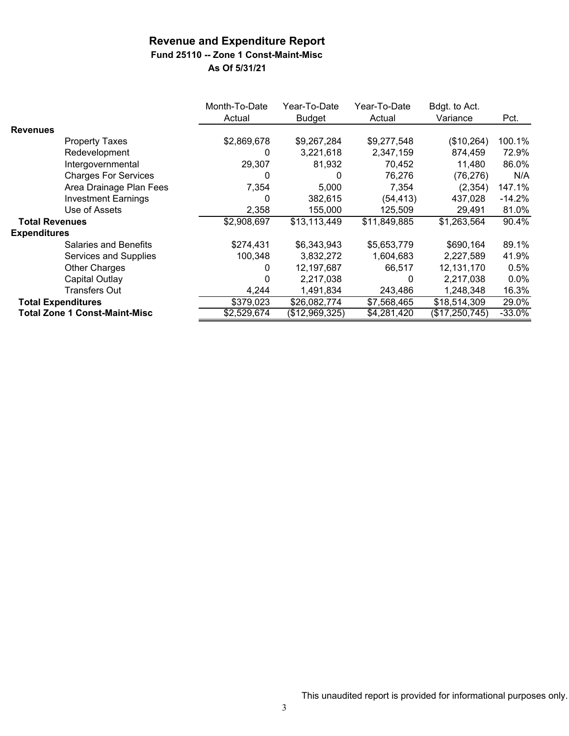# Revenue and Expenditure Report

### Fund 25110 -- Zone 1 Const-Maint-Misc

### As Of 5/31/21

| | Month-To-Date Actual | Year-To-Date Budget | Year-To-Date Actual | Bdgt. to Act. Variance | Pct. |
|---|---|---|---|---|---|
| **Revenues** | | | | | |
| Property Taxes | $2,869,678 | $9,267,284 | $9,277,548 | ($10,264) | 100.1% |
| Redevelopment | 0 | 3,221,618 | 2,347,159 | 874,459 | 72.9% |
| Intergovernmental | 29,307 | 81,932 | 70,452 | 11,480 | 86.0% |
| Charges For Services | 0 | 0 | 76,276 | (76,276) | N/A |
| Area Drainage Plan Fees | 7,354 | 5,000 | 7,354 | (2,354) | 147.1% |
| Investment Earnings | 0 | 382,615 | (54,413) | 437,028 | -14.2% |
| Use of Assets | 2,358 | 155,000 | 125,509 | 29,491 | 81.0% |
| **Total Revenues** | $2,908,697 | $13,113,449 | $11,849,885 | $1,263,564 | 90.4% |
| **Expenditures** | | | | | |
| Salaries and Benefits | $274,431 | $6,343,943 | $5,653,779 | $690,164 | 89.1% |
| Services and Supplies | 100,348 | 3,832,272 | 1,604,683 | 2,227,589 | 41.9% |
| Other Charges | 0 | 12,197,687 | 66,517 | 12,131,170 | 0.5% |
| Capital Outlay | 0 | 2,217,038 | 0 | 2,217,038 | 0.0% |
| Transfers Out | 4,244 | 1,491,834 | 243,486 | 1,248,348 | 16.3% |
| **Total Expenditures** | $379,023 | $26,082,774 | $7,568,465 | $18,514,309 | 29.0% |
| **Total Zone 1 Const-Maint-Misc** | $2,529,674 | ($12,969,325) | $4,281,420 | ($17,250,745) | -33.0% |

This unaudited report is provided for informational purposes only.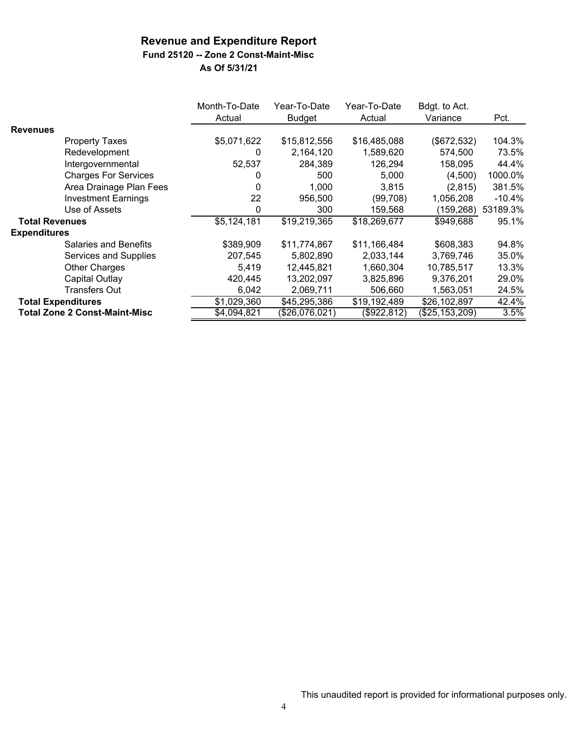# Revenue and Expenditure Report

### Fund 25120 -- Zone 2 Const-Maint-Misc

### As Of 5/31/21

| | Month-To-Date Actual | Year-To-Date Budget | Year-To-Date Actual | Bdgt. to Act. Variance | Pct. |
|---|---|---|---|---|---|
| **Revenues** | | | | | |
| Property Taxes | $5,071,622 | $15,812,556 | $16,485,088 | ($672,532) | 104.3% |
| Redevelopment | 0 | 2,164,120 | 1,589,620 | 574,500 | 73.5% |
| Intergovernmental | 52,537 | 284,389 | 126,294 | 158,095 | 44.4% |
| Charges For Services | 0 | 500 | 5,000 | (4,500) | 1000.0% |
| Area Drainage Plan Fees | 0 | 1,000 | 3,815 | (2,815) | 381.5% |
| Investment Earnings | 22 | 956,500 | (99,708) | 1,056,208 | -10.4% |
| Use of Assets | 0 | 300 | 159,568 | (159,268) | 53189.3% |
| **Total Revenues** | $5,124,181 | $19,219,365 | $18,269,677 | $949,688 | 95.1% |
| **Expenditures** | | | | | |
| Salaries and Benefits | $389,909 | $11,774,867 | $11,166,484 | $608,383 | 94.8% |
| Services and Supplies | 207,545 | 5,802,890 | 2,033,144 | 3,769,746 | 35.0% |
| Other Charges | 5,419 | 12,445,821 | 1,660,304 | 10,785,517 | 13.3% |
| Capital Outlay | 420,445 | 13,202,097 | 3,825,896 | 9,376,201 | 29.0% |
| Transfers Out | 6,042 | 2,069,711 | 506,660 | 1,563,051 | 24.5% |
| **Total Expenditures** | $1,029,360 | $45,295,386 | $19,192,489 | $26,102,897 | 42.4% |
| **Total Zone 2 Const-Maint-Misc** | $4,094,821 | ($26,076,021) | ($922,812) | ($25,153,209) | 3.5% |

This unaudited report is provided for informational purposes only.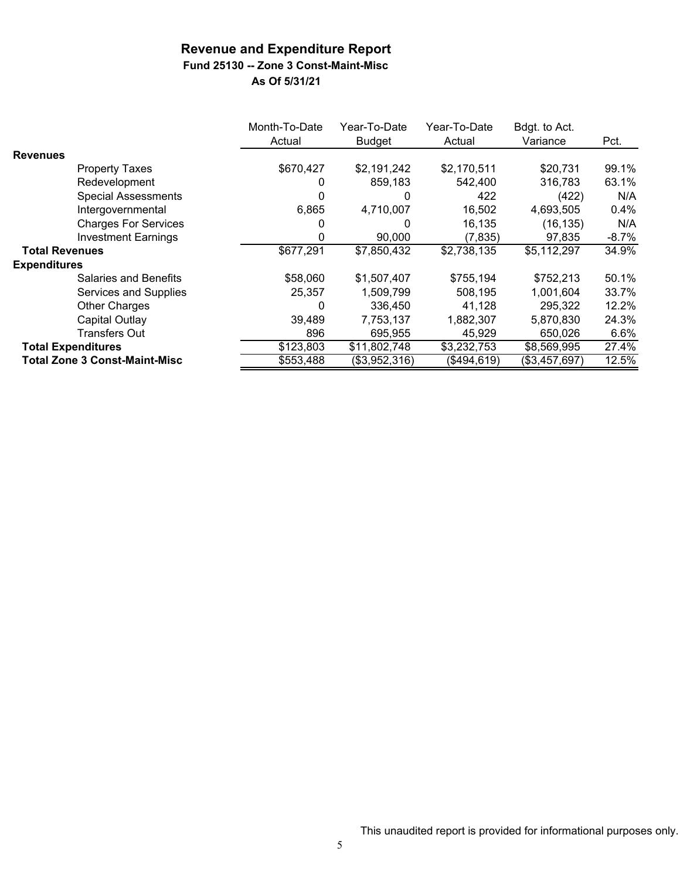# Revenue and Expenditure Report

**Fund 25130 -- Zone 3 Const-Maint-Misc**

**As Of 5/31/21**

| | Month-To-Date Actual | Year-To-Date Budget | Year-To-Date Actual | Bdgt. to Act. Variance | Pct. |
|---|---|---|---|---|---|
| **Revenues** | | | | | |
| Property Taxes | $670,427 | $2,191,242 | $2,170,511 | $20,731 | 99.1% |
| Redevelopment | 0 | 859,183 | 542,400 | 316,783 | 63.1% |
| Special Assessments | 0 | 0 | 422 | (422) | N/A |
| Intergovernmental | 6,865 | 4,710,007 | 16,502 | 4,693,505 | 0.4% |
| Charges For Services | 0 | 0 | 16,135 | (16,135) | N/A |
| Investment Earnings | 0 | 90,000 | (7,835) | 97,835 | -8.7% |
| **Total Revenues** | $677,291 | $7,850,432 | $2,738,135 | $5,112,297 | 34.9% |
| **Expenditures** | | | | | |
| Salaries and Benefits | $58,060 | $1,507,407 | $755,194 | $752,213 | 50.1% |
| Services and Supplies | 25,357 | 1,509,799 | 508,195 | 1,001,604 | 33.7% |
| Other Charges | 0 | 336,450 | 41,128 | 295,322 | 12.2% |
| Capital Outlay | 39,489 | 7,753,137 | 1,882,307 | 5,870,830 | 24.3% |
| Transfers Out | 896 | 695,955 | 45,929 | 650,026 | 6.6% |
| **Total Expenditures** | $123,803 | $11,802,748 | $3,232,753 | $8,569,995 | 27.4% |
| **Total Zone 3 Const-Maint-Misc** | $553,488 | ($3,952,316) | ($494,619) | ($3,457,697) | 12.5% |

This unaudited report is provided for informational purposes only.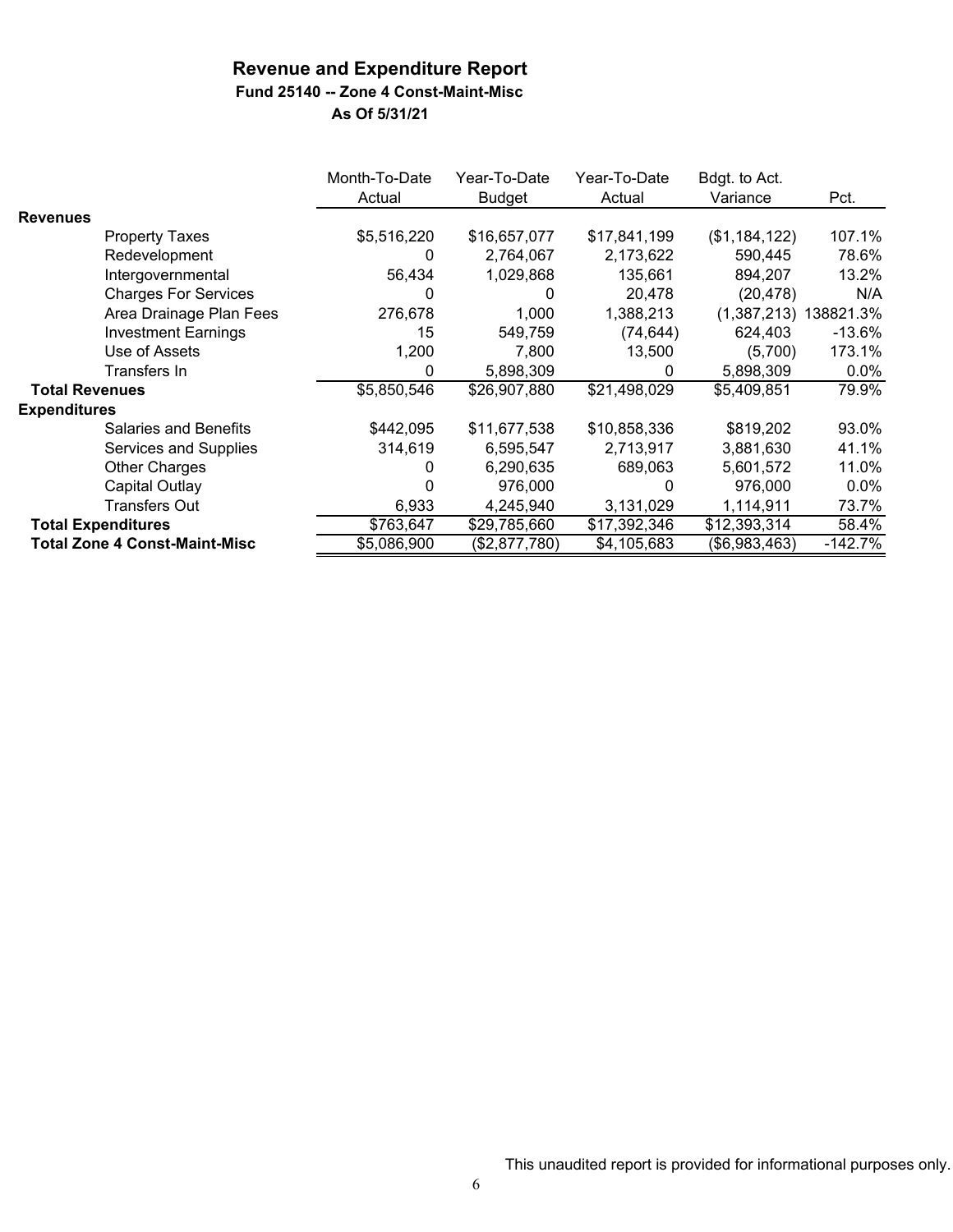# Revenue and Expenditure Report

**Fund 25140 -- Zone 4 Const-Maint-Misc**

**As Of 5/31/21**

| | Month-To-Date Actual | Year-To-Date Budget | Year-To-Date Actual | Bdgt. to Act. Variance | Pct. |
|---|---|---|---|---|---|
| **Revenues** | | | | | |
| Property Taxes | $5,516,220 | $16,657,077 | $17,841,199 | ($1,184,122) | 107.1% |
| Redevelopment | 0 | 2,764,067 | 2,173,622 | 590,445 | 78.6% |
| Intergovernmental | 56,434 | 1,029,868 | 135,661 | 894,207 | 13.2% |
| Charges For Services | 0 | 0 | 20,478 | (20,478) | N/A |
| Area Drainage Plan Fees | 276,678 | 1,000 | 1,388,213 | (1,387,213) | 138821.3% |
| Investment Earnings | 15 | 549,759 | (74,644) | 624,403 | -13.6% |
| Use of Assets | 1,200 | 7,800 | 13,500 | (5,700) | 173.1% |
| Transfers In | 0 | 5,898,309 | 0 | 5,898,309 | 0.0% |
| **Total Revenues** | $5,850,546 | $26,907,880 | $21,498,029 | $5,409,851 | 79.9% |
| **Expenditures** | | | | | |
| Salaries and Benefits | $442,095 | $11,677,538 | $10,858,336 | $819,202 | 93.0% |
| Services and Supplies | 314,619 | 6,595,547 | 2,713,917 | 3,881,630 | 41.1% |
| Other Charges | 0 | 6,290,635 | 689,063 | 5,601,572 | 11.0% |
| Capital Outlay | 0 | 976,000 | 0 | 976,000 | 0.0% |
| Transfers Out | 6,933 | 4,245,940 | 3,131,029 | 1,114,911 | 73.7% |
| **Total Expenditures** | $763,647 | $29,785,660 | $17,392,346 | $12,393,314 | 58.4% |
| **Total Zone 4 Const-Maint-Misc** | $5,086,900 | ($2,877,780) | $4,105,683 | ($6,983,463) | -142.7% |

This unaudited report is provided for informational purposes only.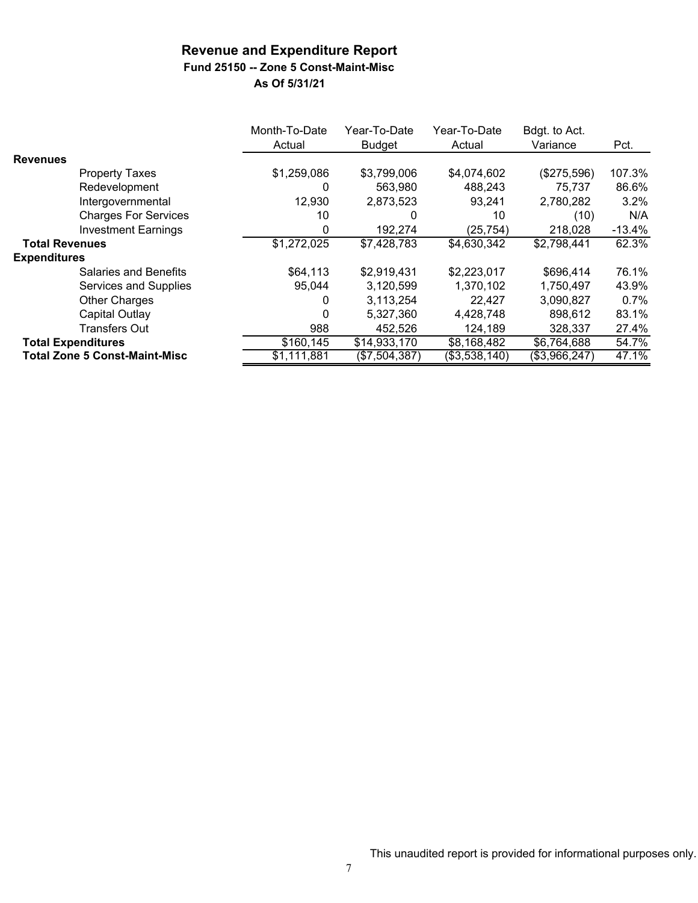# Revenue and Expenditure Report

### Fund 25150 -- Zone 5 Const-Maint-Misc

### As Of 5/31/21

| | Month-To-Date Actual | Year-To-Date Budget | Year-To-Date Actual | Bdgt. to Act. Variance | Pct. |
|---|---|---|---|---|---|
| **Revenues** | | | | | |
| Property Taxes | $1,259,086 | $3,799,006 | $4,074,602 | ($275,596) | 107.3% |
| Redevelopment | 0 | 563,980 | 488,243 | 75,737 | 86.6% |
| Intergovernmental | 12,930 | 2,873,523 | 93,241 | 2,780,282 | 3.2% |
| Charges For Services | 10 | 0 | 10 | (10) | N/A |
| Investment Earnings | 0 | 192,274 | (25,754) | 218,028 | -13.4% |
| **Total Revenues** | $1,272,025 | $7,428,783 | $4,630,342 | $2,798,441 | 62.3% |
| **Expenditures** | | | | | |
| Salaries and Benefits | $64,113 | $2,919,431 | $2,223,017 | $696,414 | 76.1% |
| Services and Supplies | 95,044 | 3,120,599 | 1,370,102 | 1,750,497 | 43.9% |
| Other Charges | 0 | 3,113,254 | 22,427 | 3,090,827 | 0.7% |
| Capital Outlay | 0 | 5,327,360 | 4,428,748 | 898,612 | 83.1% |
| Transfers Out | 988 | 452,526 | 124,189 | 328,337 | 27.4% |
| **Total Expenditures** | $160,145 | $14,933,170 | $8,168,482 | $6,764,688 | 54.7% |
| **Total Zone 5 Const-Maint-Misc** | $1,111,881 | ($7,504,387) | ($3,538,140) | ($3,966,247) | 47.1% |

This unaudited report is provided for informational purposes only.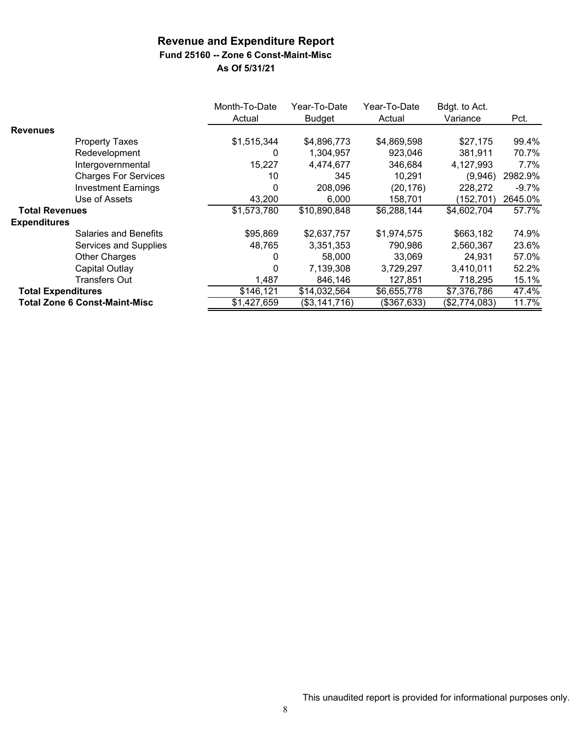## Revenue and Expenditure Report

### Fund 25160 -- Zone 6 Const-Maint-Misc

### As Of 5/31/21

| | Month-To-Date Actual | Year-To-Date Budget | Year-To-Date Actual | Bdgt. to Act. Variance | Pct. |
|---|---|---|---|---|---|
| **Revenues** | | | | | |
| Property Taxes | $1,515,344 | $4,896,773 | $4,869,598 | $27,175 | 99.4% |
| Redevelopment | 0 | 1,304,957 | 923,046 | 381,911 | 70.7% |
| Intergovernmental | 15,227 | 4,474,677 | 346,684 | 4,127,993 | 7.7% |
| Charges For Services | 10 | 345 | 10,291 | (9,946) | 2982.9% |
| Investment Earnings | 0 | 208,096 | (20,176) | 228,272 | -9.7% |
| Use of Assets | 43,200 | 6,000 | 158,701 | (152,701) | 2645.0% |
| **Total Revenues** | $1,573,780 | $10,890,848 | $6,288,144 | $4,602,704 | 57.7% |
| **Expenditures** | | | | | |
| Salaries and Benefits | $95,869 | $2,637,757 | $1,974,575 | $663,182 | 74.9% |
| Services and Supplies | 48,765 | 3,351,353 | 790,986 | 2,560,367 | 23.6% |
| Other Charges | 0 | 58,000 | 33,069 | 24,931 | 57.0% |
| Capital Outlay | 0 | 7,139,308 | 3,729,297 | 3,410,011 | 52.2% |
| Transfers Out | 1,487 | 846,146 | 127,851 | 718,295 | 15.1% |
| **Total Expenditures** | $146,121 | $14,032,564 | $6,655,778 | $7,376,786 | 47.4% |
| **Total Zone 6 Const-Maint-Misc** | $1,427,659 | ($3,141,716) | ($367,633) | ($2,774,083) | 11.7% |

This unaudited report is provided for informational purposes only.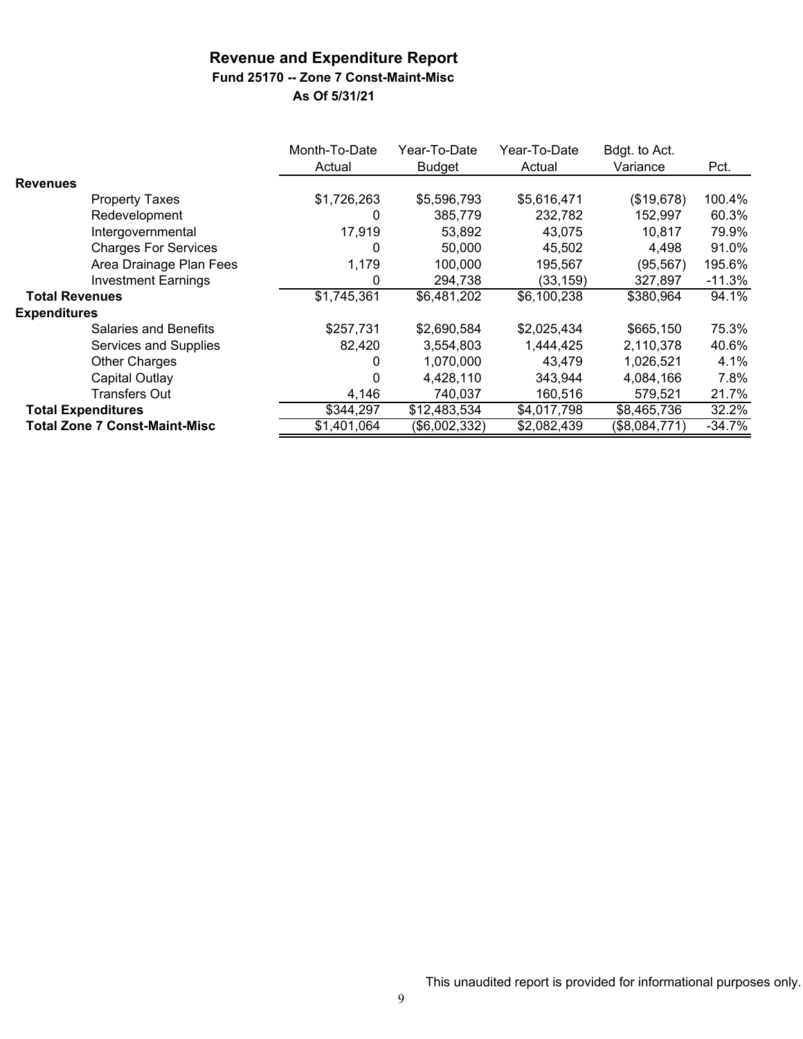# Revenue and Expenditure Report

## Fund 25170 -- Zone 7 Const-Maint-Misc

### As Of 5/31/21

| | Month-To-Date Actual | Year-To-Date Budget | Year-To-Date Actual | Bdgt. to Act. Variance | Pct. |
|---|---|---|---|---|---|
| **Revenues** | | | | | |
| Property Taxes | $1,726,263 | $5,596,793 | $5,616,471 | ($19,678) | 100.4% |
| Redevelopment | 0 | 385,779 | 232,782 | 152,997 | 60.3% |
| Intergovernmental | 17,919 | 53,892 | 43,075 | 10,817 | 79.9% |
| Charges For Services | 0 | 50,000 | 45,502 | 4,498 | 91.0% |
| Area Drainage Plan Fees | 1,179 | 100,000 | 195,567 | (95,567) | 195.6% |
| Investment Earnings | 0 | 294,738 | (33,159) | 327,897 | -11.3% |
| **Total Revenues** | $1,745,361 | $6,481,202 | $6,100,238 | $380,964 | 94.1% |
| **Expenditures** | | | | | |
| Salaries and Benefits | $257,731 | $2,690,584 | $2,025,434 | $665,150 | 75.3% |
| Services and Supplies | 82,420 | 3,554,803 | 1,444,425 | 2,110,378 | 40.6% |
| Other Charges | 0 | 1,070,000 | 43,479 | 1,026,521 | 4.1% |
| Capital Outlay | 0 | 4,428,110 | 343,944 | 4,084,166 | 7.8% |
| Transfers Out | 4,146 | 740,037 | 160,516 | 579,521 | 21.7% |
| **Total Expenditures** | $344,297 | $12,483,534 | $4,017,798 | $8,465,736 | 32.2% |
| **Total Zone 7 Const-Maint-Misc** | $1,401,064 | ($6,002,332) | $2,082,439 | ($8,084,771) | -34.7% |

This unaudited report is provided for informational purposes only.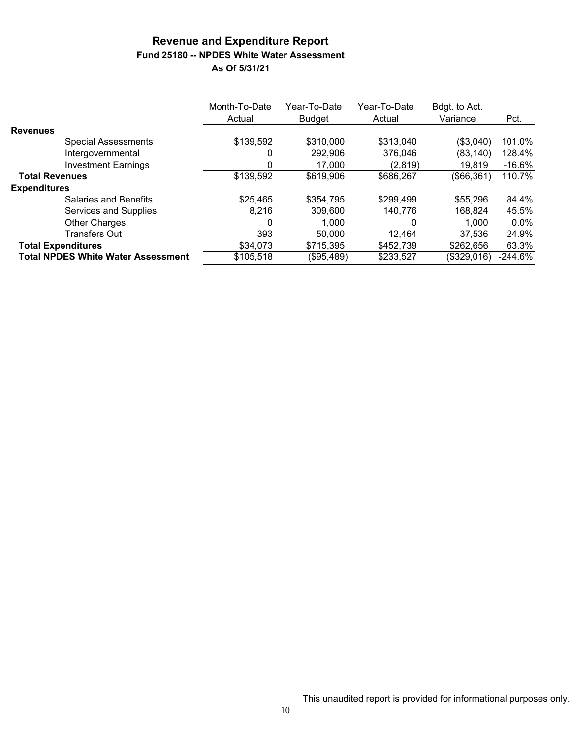# Revenue and Expenditure Report

## Fund 25180 -- NPDES White Water Assessment

### As Of 5/31/21

| | Month-To-Date Actual | Year-To-Date Budget | Year-To-Date Actual | Bdgt. to Act. Variance | Pct. |
|---|---|---|---|---|---|
| **Revenues** | | | | | |
| Special Assessments | $139,592 | $310,000 | $313,040 | ($3,040) | 101.0% |
| Intergovernmental | 0 | 292,906 | 376,046 | (83,140) | 128.4% |
| Investment Earnings | 0 | 17,000 | (2,819) | 19,819 | -16.6% |
| **Total Revenues** | $139,592 | $619,906 | $686,267 | ($66,361) | 110.7% |
| **Expenditures** | | | | | |
| Salaries and Benefits | $25,465 | $354,795 | $299,499 | $55,296 | 84.4% |
| Services and Supplies | 8,216 | 309,600 | 140,776 | 168,824 | 45.5% |
| Other Charges | 0 | 1,000 | 0 | 1,000 | 0.0% |
| Transfers Out | 393 | 50,000 | 12,464 | 37,536 | 24.9% |
| **Total Expenditures** | $34,073 | $715,395 | $452,739 | $262,656 | 63.3% |
| **Total NPDES White Water Assessment** | $105,518 | ($95,489) | $233,527 | ($329,016) | -244.6% |

This unaudited report is provided for informational purposes only.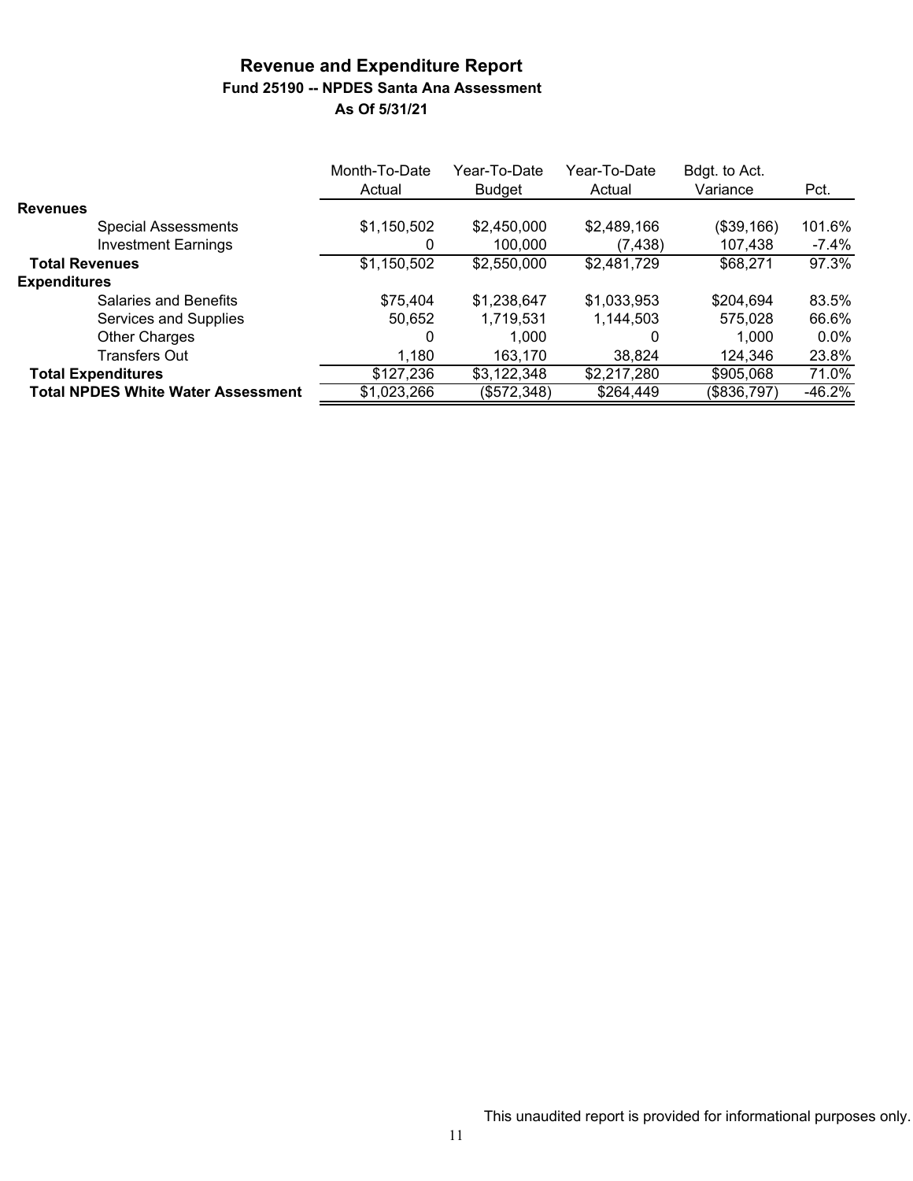## Revenue and Expenditure Report

### Fund 25190 -- NPDES Santa Ana Assessment

**As Of 5/31/21**

| | Month-To-Date Actual | Year-To-Date Budget | Year-To-Date Actual | Bdgt. to Act. Variance | Pct. |
|---|---|---|---|---|---|
| **Revenues** | | | | | |
| Special Assessments | $1,150,502 | $2,450,000 | $2,489,166 | ($39,166) | 101.6% |
| Investment Earnings | 0 | 100,000 | (7,438) | 107,438 | -7.4% |
| **Total Revenues** | $1,150,502 | $2,550,000 | $2,481,729 | $68,271 | 97.3% |
| **Expenditures** | | | | | |
| Salaries and Benefits | $75,404 | $1,238,647 | $1,033,953 | $204,694 | 83.5% |
| Services and Supplies | 50,652 | 1,719,531 | 1,144,503 | 575,028 | 66.6% |
| Other Charges | 0 | 1,000 | 0 | 1,000 | 0.0% |
| Transfers Out | 1,180 | 163,170 | 38,824 | 124,346 | 23.8% |
| **Total Expenditures** | $127,236 | $3,122,348 | $2,217,280 | $905,068 | 71.0% |
| **Total NPDES White Water Assessment** | $1,023,266 | ($572,348) | $264,449 | ($836,797) | -46.2% |

This unaudited report is provided for informational purposes only.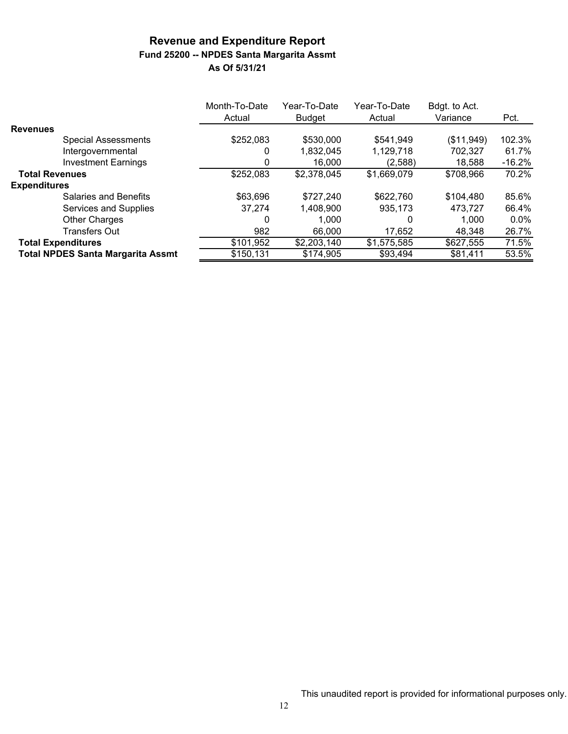# Revenue and Expenditure Report
## Fund 25200 -- NPDES Santa Margarita Assmt
### As Of 5/31/21

| | Month-To-Date Actual | Year-To-Date Budget | Year-To-Date Actual | Bdgt. to Act. Variance | Pct. |
|---|---|---|---|---|---|
| **Revenues** | | | | | |
| Special Assessments | $252,083 | $530,000 | $541,949 | ($11,949) | 102.3% |
| Intergovernmental | 0 | 1,832,045 | 1,129,718 | 702,327 | 61.7% |
| Investment Earnings | 0 | 16,000 | (2,588) | 18,588 | -16.2% |
| **Total Revenues** | $252,083 | $2,378,045 | $1,669,079 | $708,966 | 70.2% |
| **Expenditures** | | | | | |
| Salaries and Benefits | $63,696 | $727,240 | $622,760 | $104,480 | 85.6% |
| Services and Supplies | 37,274 | 1,408,900 | 935,173 | 473,727 | 66.4% |
| Other Charges | 0 | 1,000 | 0 | 1,000 | 0.0% |
| Transfers Out | 982 | 66,000 | 17,652 | 48,348 | 26.7% |
| **Total Expenditures** | $101,952 | $2,203,140 | $1,575,585 | $627,555 | 71.5% |
| **Total NPDES Santa Margarita Assmt** | $150,131 | $174,905 | $93,494 | $81,411 | 53.5% |

This unaudited report is provided for informational purposes only.